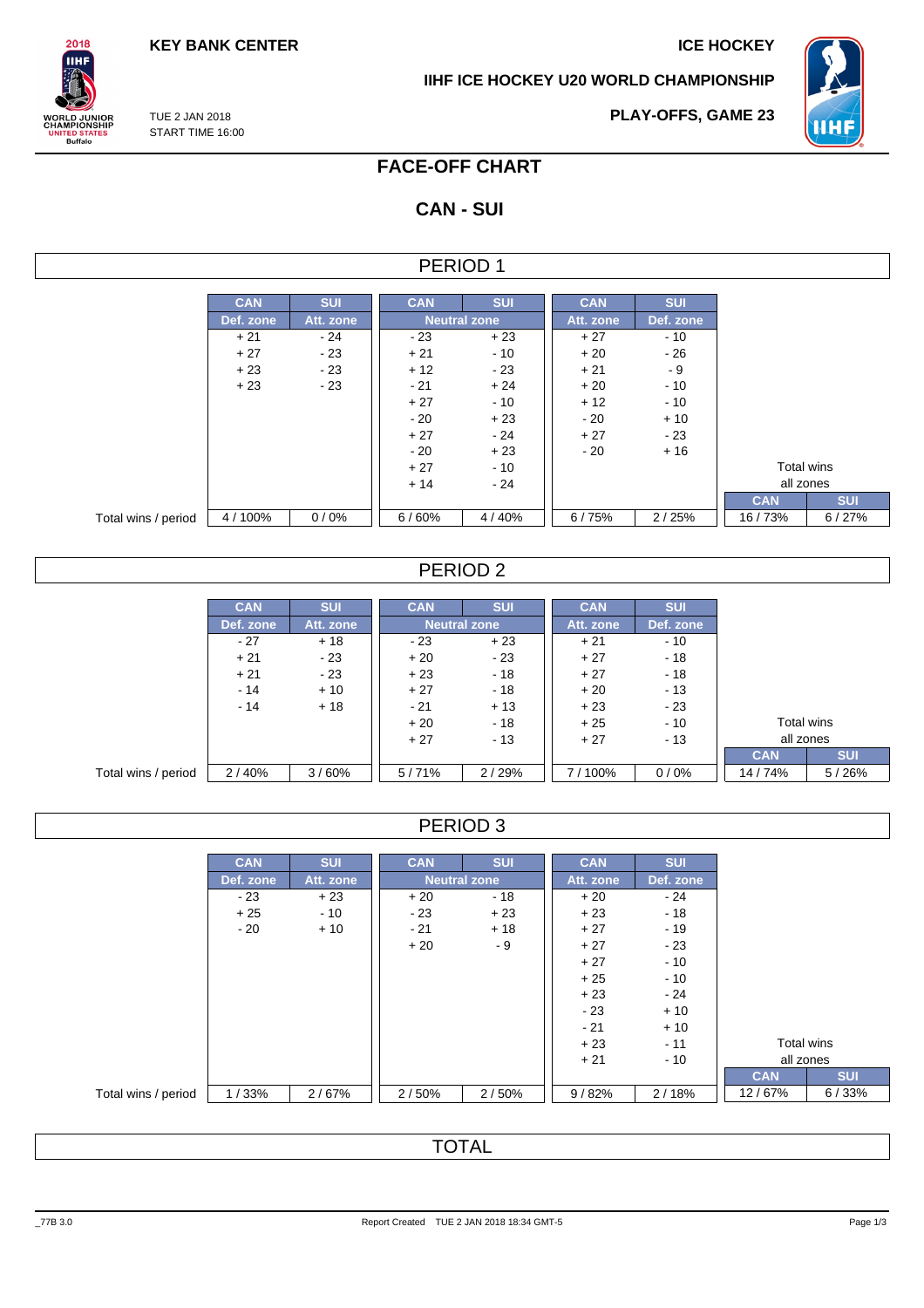KEY BANK CENTER

ICE HOCKEY

IIHF ICE HOCKEY U20 WORLD CHAMPIONSHIP

TUE 2 JAN 2018
START TIME 16:00

PLAY-OFFS, GAME 23

# FACE-OFF CHART

## CAN - SUI

### PERIOD 1

| | CAN | SUI | CAN | SUI | CAN | SUI | CAN | SUI |
|---|---|---|---|---|---|---|---|---|
| | Def. zone | Att. zone | Neutral zone | | Att. zone | Def. zone | Total wins all zones | |
| | + 21 | - 24 | - 23 | + 23 | + 27 | - 10 | | |
| | + 27 | - 23 | + 21 | - 10 | + 20 | - 26 | | |
| | + 23 | - 23 | + 12 | - 23 | + 21 | - 9 | | |
| | + 23 | - 23 | - 21 | + 24 | + 20 | - 10 | | |
| | | | + 27 | - 10 | + 12 | - 10 | | |
| | | | - 20 | + 23 | - 20 | + 10 | | |
| | | | + 27 | - 24 | + 27 | - 23 | | |
| | | | - 20 | + 23 | - 20 | + 16 | | |
| | | | + 27 | - 10 | | | | |
| | | | + 14 | - 24 | | | | |
| Total wins / period | 4 / 100% | 0 / 0% | 6 / 60% | 4 / 40% | 6 / 75% | 2 / 25% | 16 / 73% | 6 / 27% |

### PERIOD 2

| | CAN | SUI | CAN | SUI | CAN | SUI | CAN | SUI |
|---|---|---|---|---|---|---|---|---|
| | Def. zone | Att. zone | Neutral zone | | Att. zone | Def. zone | Total wins all zones | |
| | - 27 | + 18 | - 23 | + 23 | + 21 | - 10 | | |
| | + 21 | - 23 | + 20 | - 23 | + 27 | - 18 | | |
| | + 21 | - 23 | + 23 | - 18 | + 27 | - 18 | | |
| | - 14 | + 10 | + 27 | - 18 | + 20 | - 13 | | |
| | - 14 | + 18 | - 21 | + 13 | + 23 | - 23 | | |
| | | | + 20 | - 18 | + 25 | - 10 | | |
| | | | + 27 | - 13 | + 27 | - 13 | | |
| Total wins / period | 2 / 40% | 3 / 60% | 5 / 71% | 2 / 29% | 7 / 100% | 0 / 0% | 14 / 74% | 5 / 26% |

### PERIOD 3

| | CAN | SUI | CAN | SUI | CAN | SUI | CAN | SUI |
|---|---|---|---|---|---|---|---|---|
| | Def. zone | Att. zone | Neutral zone | | Att. zone | Def. zone | Total wins all zones | |
| | - 23 | + 23 | + 20 | - 18 | + 20 | - 24 | | |
| | + 25 | - 10 | - 23 | + 23 | + 23 | - 18 | | |
| | - 20 | + 10 | - 21 | + 18 | + 27 | - 19 | | |
| | | | + 20 | - 9 | + 27 | - 23 | | |
| | | | | | + 27 | - 10 | | |
| | | | | | + 25 | - 10 | | |
| | | | | | + 23 | - 24 | | |
| | | | | | - 23 | + 10 | | |
| | | | | | - 21 | + 10 | | |
| | | | | | + 23 | - 11 | | |
| | | | | | + 21 | - 10 | | |
| Total wins / period | 1 / 33% | 2 / 67% | 2 / 50% | 2 / 50% | 9 / 82% | 2 / 18% | 12 / 67% | 6 / 33% |

### TOTAL

_77B 3.0 Report Created TUE 2 JAN 2018 18:34 GMT-5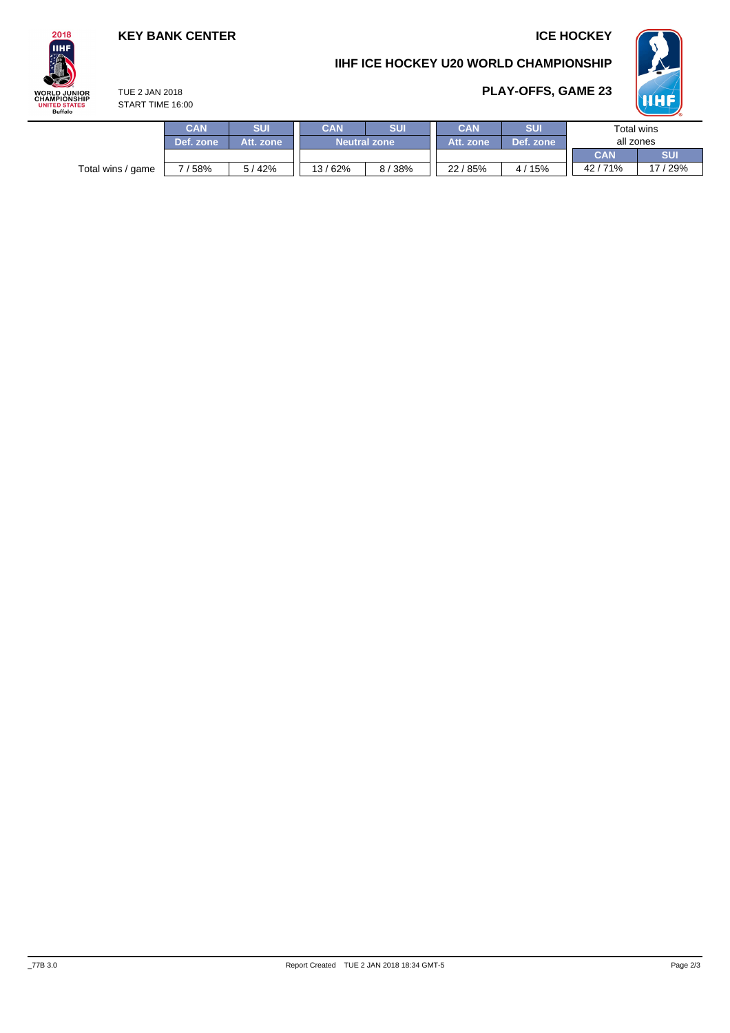KEY BANK CENTER

ICE HOCKEY

## IIHF ICE HOCKEY U20 WORLD CHAMPIONSHIP

TUE 2 JAN 2018
START TIME 16:00

## PLAY-OFFS, GAME 23

| | CAN | SUI | CAN | SUI | CAN | SUI | Total wins all zones | |
|---|---|---|---|---|---|---|---|---|
| | Def. zone | Att. zone | Neutral zone | | Att. zone | Def. zone | CAN | SUI |
| Total wins / game | 7 / 58% | 5 / 42% | 13 / 62% | 8 / 38% | 22 / 85% | 4 / 15% | 42 / 71% | 17 / 29% |

_77B 3.0

Report Created TUE 2 JAN 2018 18:34 GMT-5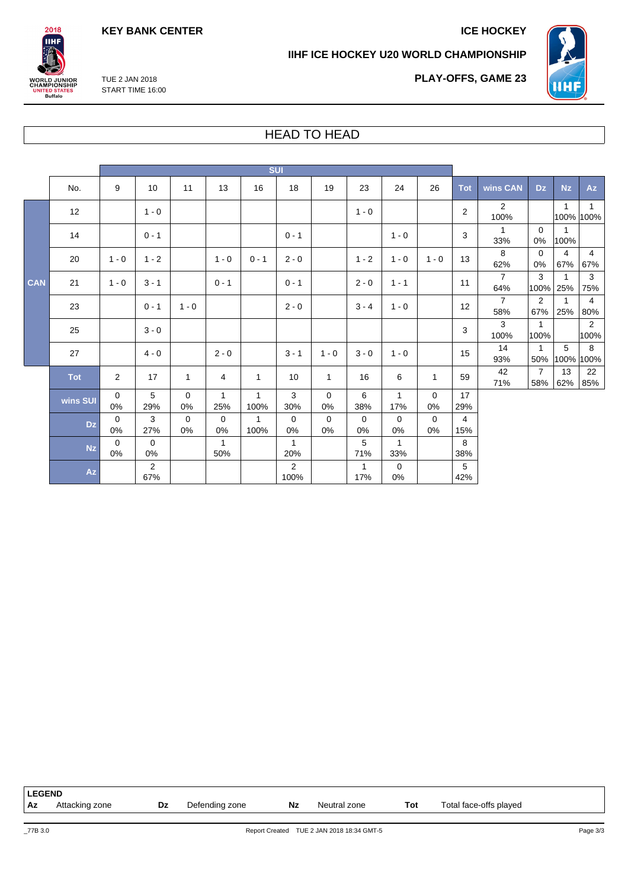KEY BANK CENTER

ICE HOCKEY

IIHF ICE HOCKEY U20 WORLD CHAMPIONSHIP

TUE 2 JAN 2018
START TIME 16:00

PLAY-OFFS, GAME 23

# HEAD TO HEAD

| | | SUI | | | | | | | | | | | | | | |
|---|---|---|---|---|---|---|---|---|---|---|---|---|---|---|---|---|
| | No. | 9 | 10 | 11 | 13 | 16 | 18 | 19 | 23 | 24 | 26 | Tot | wins CAN | Dz | Nz | Az |
| CAN | 12 | | 1 - 0 | | | | | | 1 - 0 | | | 2 | 2<br>100% | | 1<br>100% | 1<br>100% |
| | 14 | | 0 - 1 | | | | 0 - 1 | | | 1 - 0 | | 3 | 1<br>33% | 0<br>0% | 1<br>100% | |
| | 20 | 1 - 0 | 1 - 2 | | 1 - 0 | 0 - 1 | 2 - 0 | | 1 - 2 | 1 - 0 | 1 - 0 | 13 | 8<br>62% | 0<br>0% | 4<br>67% | 4<br>67% |
| | 21 | 1 - 0 | 3 - 1 | | 0 - 1 | | 0 - 1 | | 2 - 0 | 1 - 1 | | 11 | 7<br>64% | 3<br>100% | 1<br>25% | 3<br>75% |
| | 23 | | 0 - 1 | 1 - 0 | | | 2 - 0 | | 3 - 4 | 1 - 0 | | 12 | 7<br>58% | 2<br>67% | 1<br>25% | 4<br>80% |
| | 25 | | 3 - 0 | | | | | | | | | 3 | 3<br>100% | 1<br>100% | | 2<br>100% |
| | 27 | | 4 - 0 | | 2 - 0 | | 3 - 1 | 1 - 0 | 3 - 0 | 1 - 0 | | 15 | 14<br>93% | 1<br>50% | 5<br>100% | 8<br>100% |
| | Tot | 2 | 17 | 1 | 4 | 1 | 10 | 1 | 16 | 6 | 1 | 59 | 42<br>71% | 7<br>58% | 13<br>62% | 22<br>85% |
| | wins SUI | 0<br>0% | 5<br>29% | 0<br>0% | 1<br>25% | 1<br>100% | 3<br>30% | 0<br>0% | 6<br>38% | 1<br>17% | 0<br>0% | 17<br>29% | | | | |
| | Dz | 0<br>0% | 3<br>27% | 0<br>0% | 0<br>0% | 1<br>100% | 0<br>0% | 0<br>0% | 0<br>0% | 0<br>0% | 0<br>0% | 4<br>15% | | | | |
| | Nz | 0<br>0% | 0<br>0% | | 1<br>50% | | 1<br>20% | | 5<br>71% | 1<br>33% | | 8<br>38% | | | | |
| | Az | | 2<br>67% | | | | 2<br>100% | | 1<br>17% | 0<br>0% | | 5<br>42% | | | | |

**LEGEND**

| | | | | | | | |
|---|---|---|---|---|---|---|---|
| **Az** | Attacking zone | **Dz** | Defending zone | **Nz** | Neutral zone | **Tot** | Total face-offs played |

_77B 3.0 Report Created TUE 2 JAN 2018 18:34 GMT-5